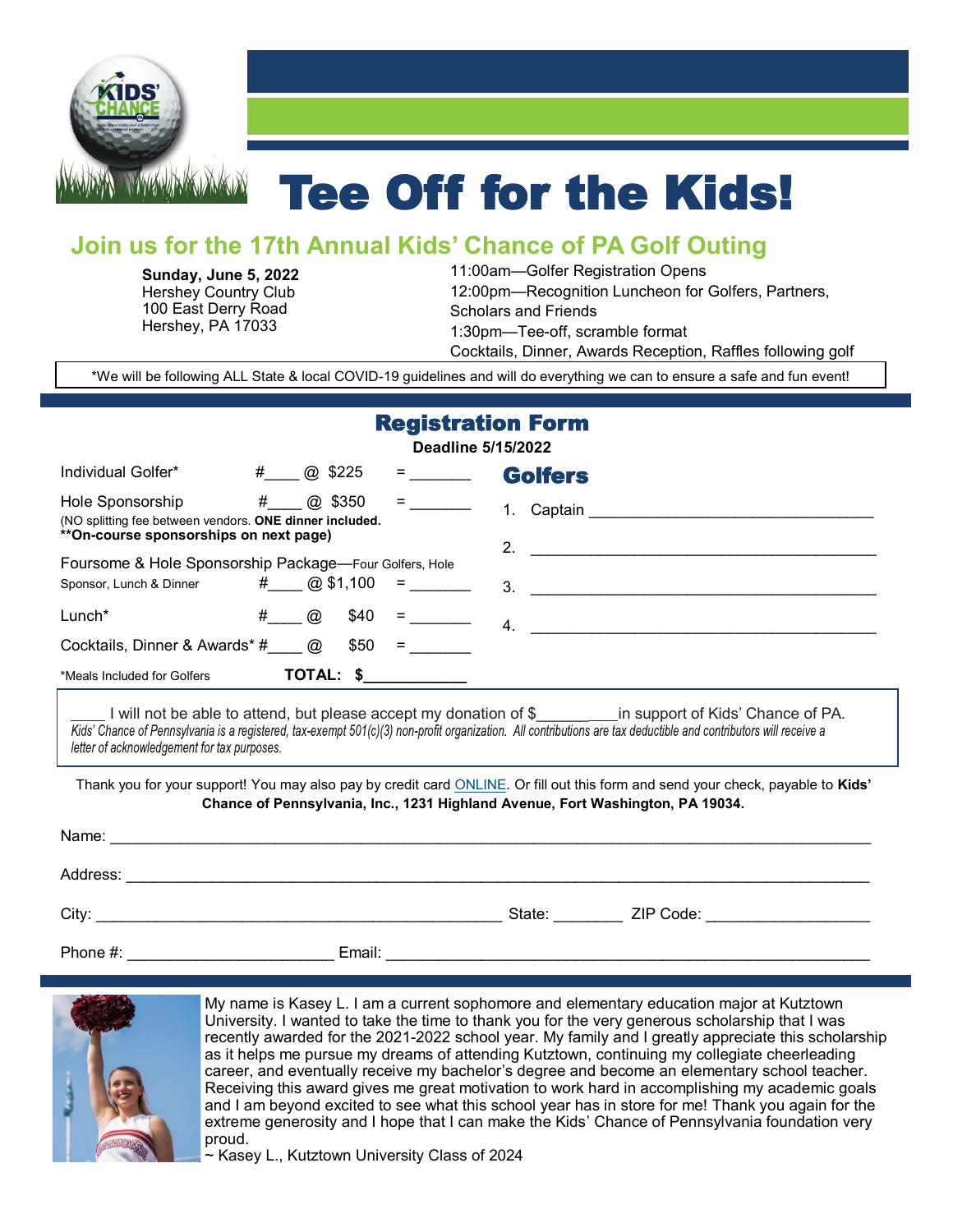# Tee Off for the Kids!

## Join us for the 17th Annual Kids' Chance of PA Golf Outing

**Sunday, June 5, 2022**
Hershey Country Club
100 East Derry Road
Hershey, PA 17033

11:00am—Golfer Registration Opens
12:00pm—Recognition Luncheon for Golfers, Partners, Scholars and Friends
1:30pm—Tee-off, scramble format
Cocktails, Dinner, Awards Reception, Raffles following golf

*We will be following ALL State & local COVID-19 guidelines and will do everything we can to ensure a safe and fun event!

## Registration Form

**Deadline 5/15/2022**

| Item | Quantity | Price | Amount |
|---|---|---|---|
| Individual Golfer* | #____ | @ $225 | = _______ |
| Hole Sponsorship (NO splitting fee between vendors. **ONE dinner included.** **\*\*On-course sponsorships on next page)** | #____ | @ $350 | = _______ |
| Foursome & Hole Sponsorship Package—Four Golfers, Hole Sponsor, Lunch & Dinner | #____ | @ $1,100 | = _______ |
| Lunch* | #____ | @ $40 | = _______ |
| Cocktails, Dinner & Awards* | #____ | @ $50 | = _______ |
| *Meals Included for Golfers | | **TOTAL:** | **$____________** |

### Golfers

1. Captain ________________________________
2. ________________________________
3. ________________________________
4. ________________________________

____ I will not be able to attend, but please accept my donation of $__________in support of Kids' Chance of PA.
*Kids' Chance of Pennsylvania is a registered, tax-exempt 501(c)(3) non-profit organization. All contributions are tax deductible and contributors will receive a letter of acknowledgement for tax purposes.*

Thank you for your support! You may also pay by credit card ONLINE. Or fill out this form and send your check, payable to **Kids' Chance of Pennsylvania, Inc., 1231 Highland Avenue, Fort Washington, PA 19034.**

Name: ________________________________________________

Address: ______________________________________________

City: ______________________ State: ________ ZIP Code: ________________

Phone #: ______________________ Email: ________________________________

My name is Kasey L. I am a current sophomore and elementary education major at Kutztown University. I wanted to take the time to thank you for the very generous scholarship that I was recently awarded for the 2021-2022 school year. My family and I greatly appreciate this scholarship as it helps me pursue my dreams of attending Kutztown, continuing my collegiate cheerleading career, and eventually receive my bachelor's degree and become an elementary school teacher. Receiving this award gives me great motivation to work hard in accomplishing my academic goals and I am beyond excited to see what this school year has in store for me! Thank you again for the extreme generosity and I hope that I can make the Kids' Chance of Pennsylvania foundation very proud.
~ Kasey L., Kutztown University Class of 2024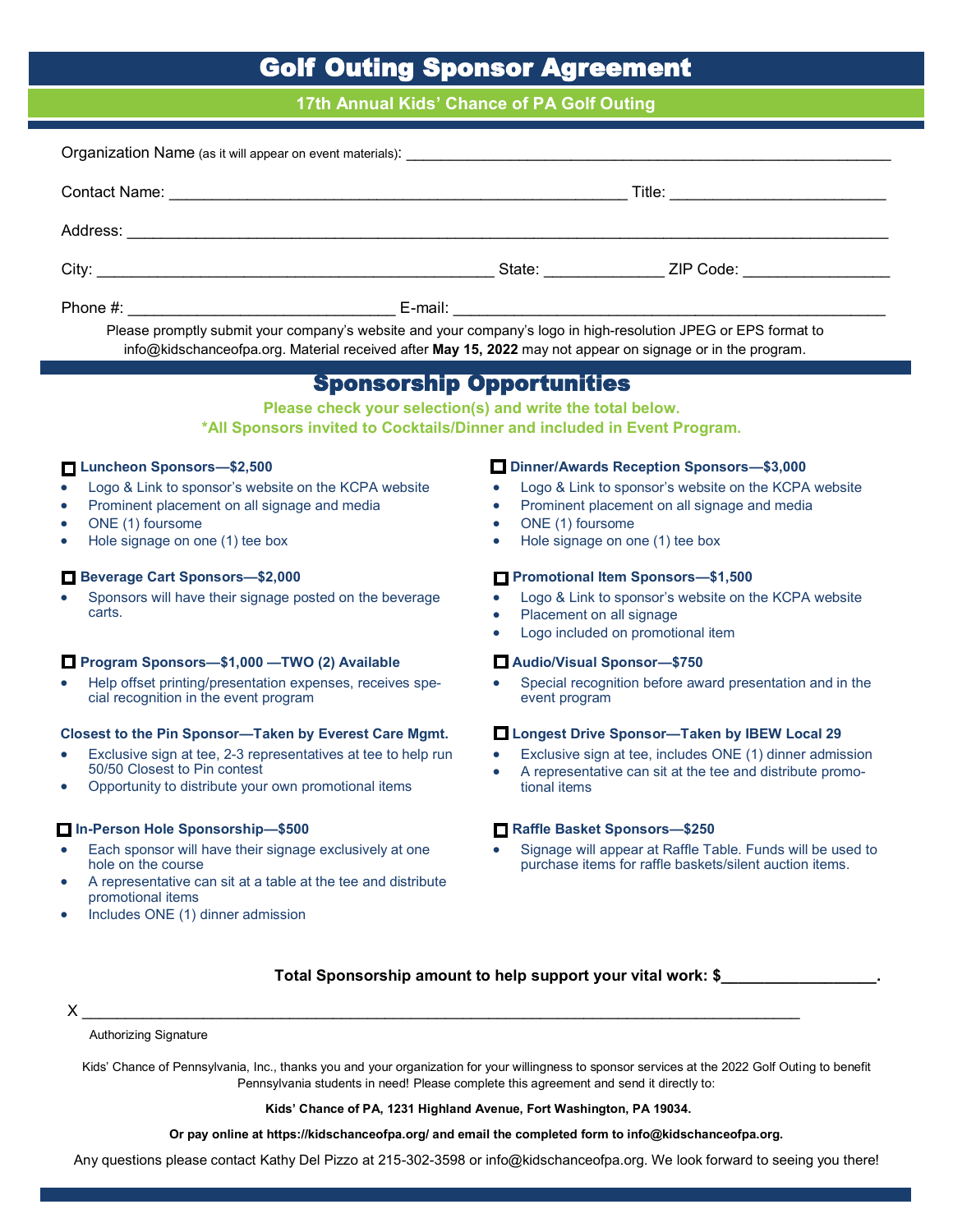# Golf Outing Sponsor Agreement

## 17th Annual Kids' Chance of PA Golf Outing

Organization Name (as it will appear on event materials): ______________________________

Contact Name: ______________________________ Title: ______________________________

Address: ______________________________

City: ______________________________ State: ______________ ZIP Code: ______________

Phone #: ______________________________ E-mail: ______________________________

Please promptly submit your company's website and your company's logo in high-resolution JPEG or EPS format to info@kidschanceofpa.org. Material received after **May 15, 2022** may not appear on signage or in the program.

## Sponsorship Opportunities

**Please check your selection(s) and write the total below.**

***All Sponsors invited to Cocktails/Dinner and included in Event Program.**

☐ **Luncheon Sponsors—$2,500**

- Logo & Link to sponsor's website on the KCPA website
- Prominent placement on all signage and media
- ONE (1) foursome
- Hole signage on one (1) tee box

☐ **Beverage Cart Sponsors—$2,000**

- Sponsors will have their signage posted on the beverage carts.

☐ **Program Sponsors—$1,000 —TWO (2) Available**

- Help offset printing/presentation expenses, receives special recognition in the event program

**Closest to the Pin Sponsor—Taken by Everest Care Mgmt.**

- Exclusive sign at tee, 2-3 representatives at tee to help run 50/50 Closest to Pin contest
- Opportunity to distribute your own promotional items

☐ **In-Person Hole Sponsorship—$500**

- Each sponsor will have their signage exclusively at one hole on the course
- A representative can sit at a table at the tee and distribute promotional items
- Includes ONE (1) dinner admission

☐ **Dinner/Awards Reception Sponsors—$3,000**

- Logo & Link to sponsor's website on the KCPA website
- Prominent placement on all signage and media
- ONE (1) foursome
- Hole signage on one (1) tee box

☐ **Promotional Item Sponsors—$1,500**

- Logo & Link to sponsor's website on the KCPA website
- Placement on all signage
- Logo included on promotional item

☐ **Audio/Visual Sponsor—$750**

- Special recognition before award presentation and in the event program

☐ **Longest Drive Sponsor—Taken by IBEW Local 29**

- Exclusive sign at tee, includes ONE (1) dinner admission
- A representative can sit at the tee and distribute promotional items

☐ **Raffle Basket Sponsors—$250**

- Signage will appear at Raffle Table. Funds will be used to purchase items for raffle baskets/silent auction items.

**Total Sponsorship amount to help support your vital work: $__________________.**

X ______________________________________________________________

Authorizing Signature

Kids' Chance of Pennsylvania, Inc., thanks you and your organization for your willingness to sponsor services at the 2022 Golf Outing to benefit Pennsylvania students in need! Please complete this agreement and send it directly to:

**Kids' Chance of PA, 1231 Highland Avenue, Fort Washington, PA 19034.**

**Or pay online at https://kidschanceofpa.org/ and email the completed form to info@kidschanceofpa.org.**

Any questions please contact Kathy Del Pizzo at 215-302-3598 or info@kidschanceofpa.org. We look forward to seeing you there!